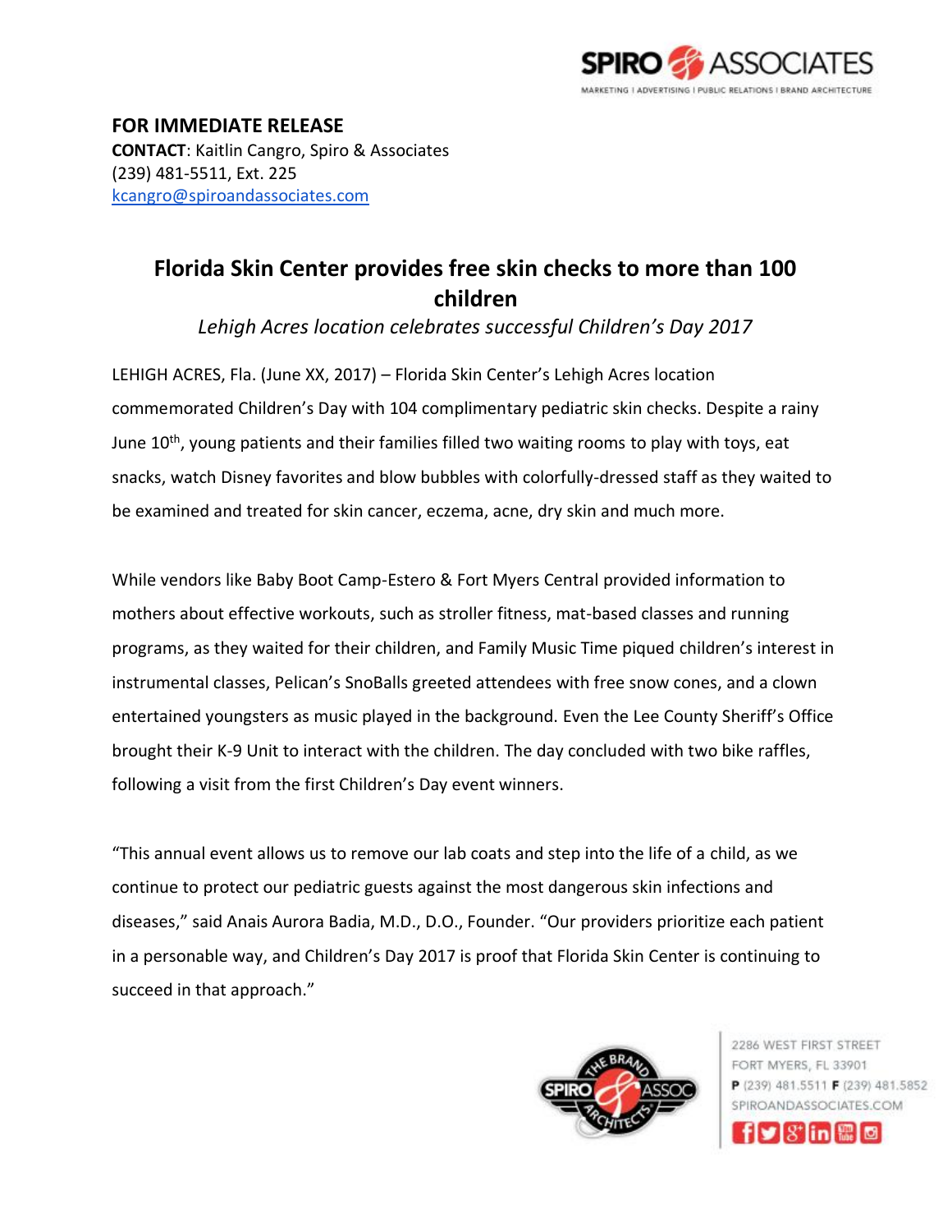**FOR IMMEDIATE RELEASE**
**CONTACT**: Kaitlin Cangro, Spiro & Associates
(239) 481-5511, Ext. 225
kcangro@spiroandassociates.com

# Florida Skin Center provides free skin checks to more than 100 children

*Lehigh Acres location celebrates successful Children's Day 2017*

LEHIGH ACRES, Fla. (June XX, 2017) – Florida Skin Center's Lehigh Acres location commemorated Children's Day with 104 complimentary pediatric skin checks. Despite a rainy June 10th, young patients and their families filled two waiting rooms to play with toys, eat snacks, watch Disney favorites and blow bubbles with colorfully-dressed staff as they waited to be examined and treated for skin cancer, eczema, acne, dry skin and much more.

While vendors like Baby Boot Camp-Estero & Fort Myers Central provided information to mothers about effective workouts, such as stroller fitness, mat-based classes and running programs, as they waited for their children, and Family Music Time piqued children's interest in instrumental classes, Pelican's SnoBalls greeted attendees with free snow cones, and a clown entertained youngsters as music played in the background. Even the Lee County Sheriff's Office brought their K-9 Unit to interact with the children. The day concluded with two bike raffles, following a visit from the first Children's Day event winners.

"This annual event allows us to remove our lab coats and step into the life of a child, as we continue to protect our pediatric guests against the most dangerous skin infections and diseases," said Anais Aurora Badia, M.D., D.O., Founder. "Our providers prioritize each patient in a personable way, and Children's Day 2017 is proof that Florida Skin Center is continuing to succeed in that approach."

2286 WEST FIRST STREET
FORT MYERS, FL 33901
**P** (239) 481.5511 **F** (239) 481.5852
SPIROANDASSOCIATES.COM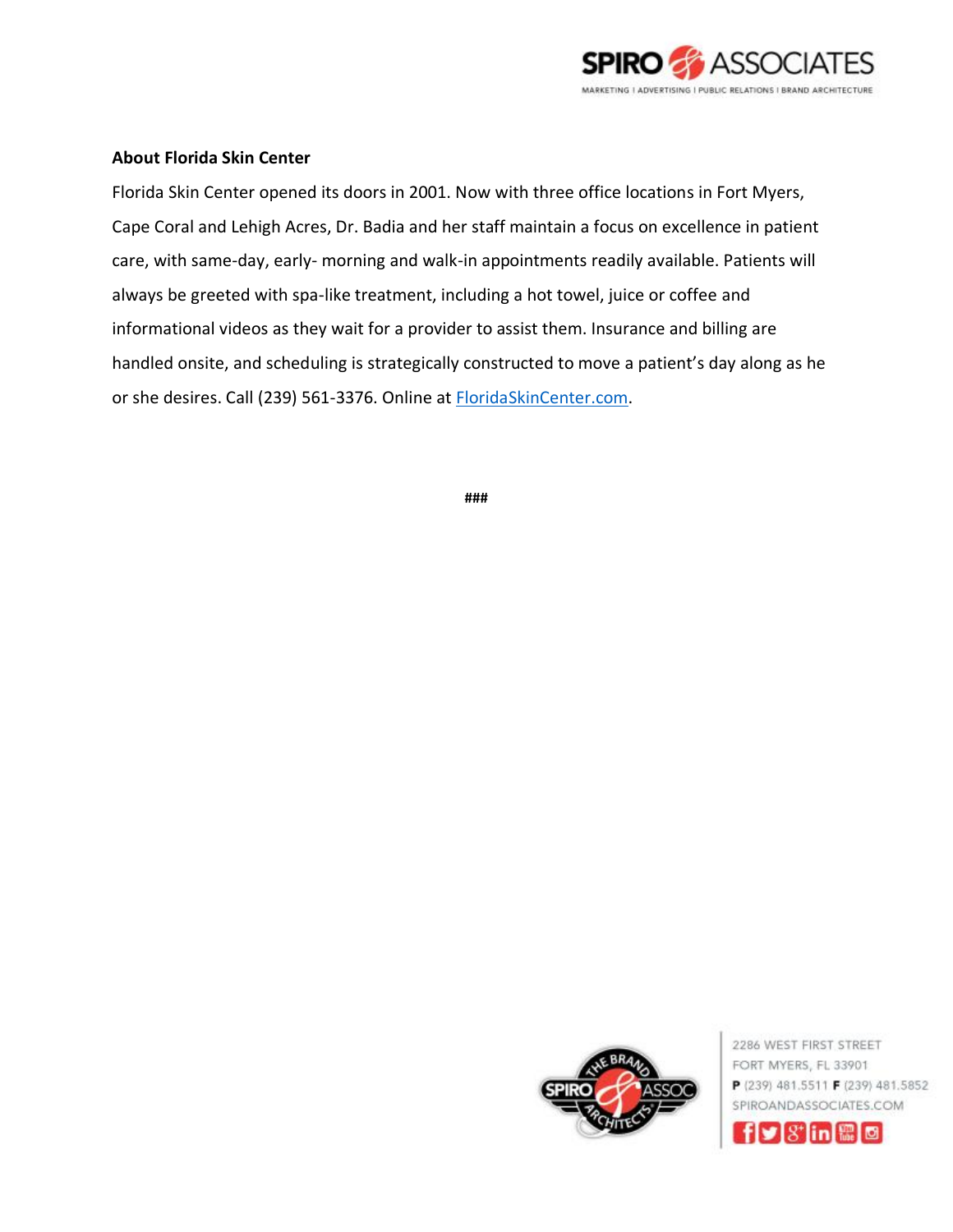**About Florida Skin Center**

Florida Skin Center opened its doors in 2001. Now with three office locations in Fort Myers, Cape Coral and Lehigh Acres, Dr. Badia and her staff maintain a focus on excellence in patient care, with same-day, early- morning and walk-in appointments readily available. Patients will always be greeted with spa-like treatment, including a hot towel, juice or coffee and informational videos as they wait for a provider to assist them. Insurance and billing are handled onsite, and scheduling is strategically constructed to move a patient's day along as he or she desires. Call (239) 561-3376. Online at FloridaSkinCenter.com.

###

2286 WEST FIRST STREET
FORT MYERS, FL 33901
**P** (239) 481.5511 **F** (239) 481.5852
SPIROANDASSOCIATES.COM